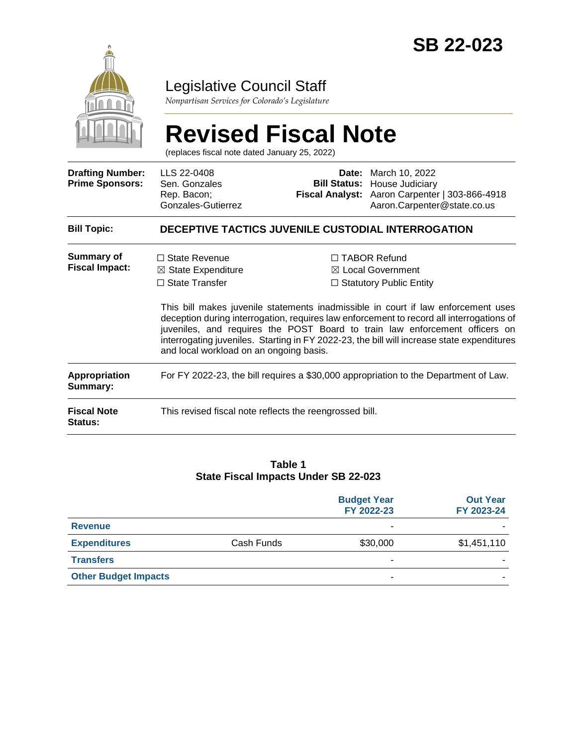# SB 22-023

## Legislative Council Staff

*Nonpartisan Services for Colorado's Legislature*

# Revised Fiscal Note

(replaces fiscal note dated January 25, 2022)

| | | | |
|---|---|---|---|
| **Drafting Number:** | LLS 22-0408 | **Date:** | March 10, 2022 |
| **Prime Sponsors:** | Sen. Gonzales<br>Rep. Bacon; Gonzales-Gutierrez | **Bill Status:** | House Judiciary |
| | | **Fiscal Analyst:** | Aaron Carpenter \| 303-866-4918<br>Aaron.Carpenter@state.co.us |

**Bill Topic:** **DECEPTIVE TACTICS JUVENILE CUSTODIAL INTERROGATION**

**Summary of Fiscal Impact:**

- ☐ State Revenue
- ☒ State Expenditure
- ☐ State Transfer
- ☐ TABOR Refund
- ☒ Local Government
- ☐ Statutory Public Entity

This bill makes juvenile statements inadmissible in court if law enforcement uses deception during interrogation, requires law enforcement to record all interrogations of juveniles, and requires the POST Board to train law enforcement officers on interrogating juveniles. Starting in FY 2022-23, the bill will increase state expenditures and local workload on an ongoing basis.

**Appropriation Summary:** For FY 2022-23, the bill requires a $30,000 appropriation to the Department of Law.

**Fiscal Note Status:** This revised fiscal note reflects the reengrossed bill.

**Table 1**
**State Fiscal Impacts Under SB 22-023**

| | | Budget Year FY 2022-23 | Out Year FY 2023-24 |
|---|---|---|---|
| **Revenue** | | - | - |
| **Expenditures** | Cash Funds | $30,000 | $1,451,110 |
| **Transfers** | | - | - |
| **Other Budget Impacts** | | - | - |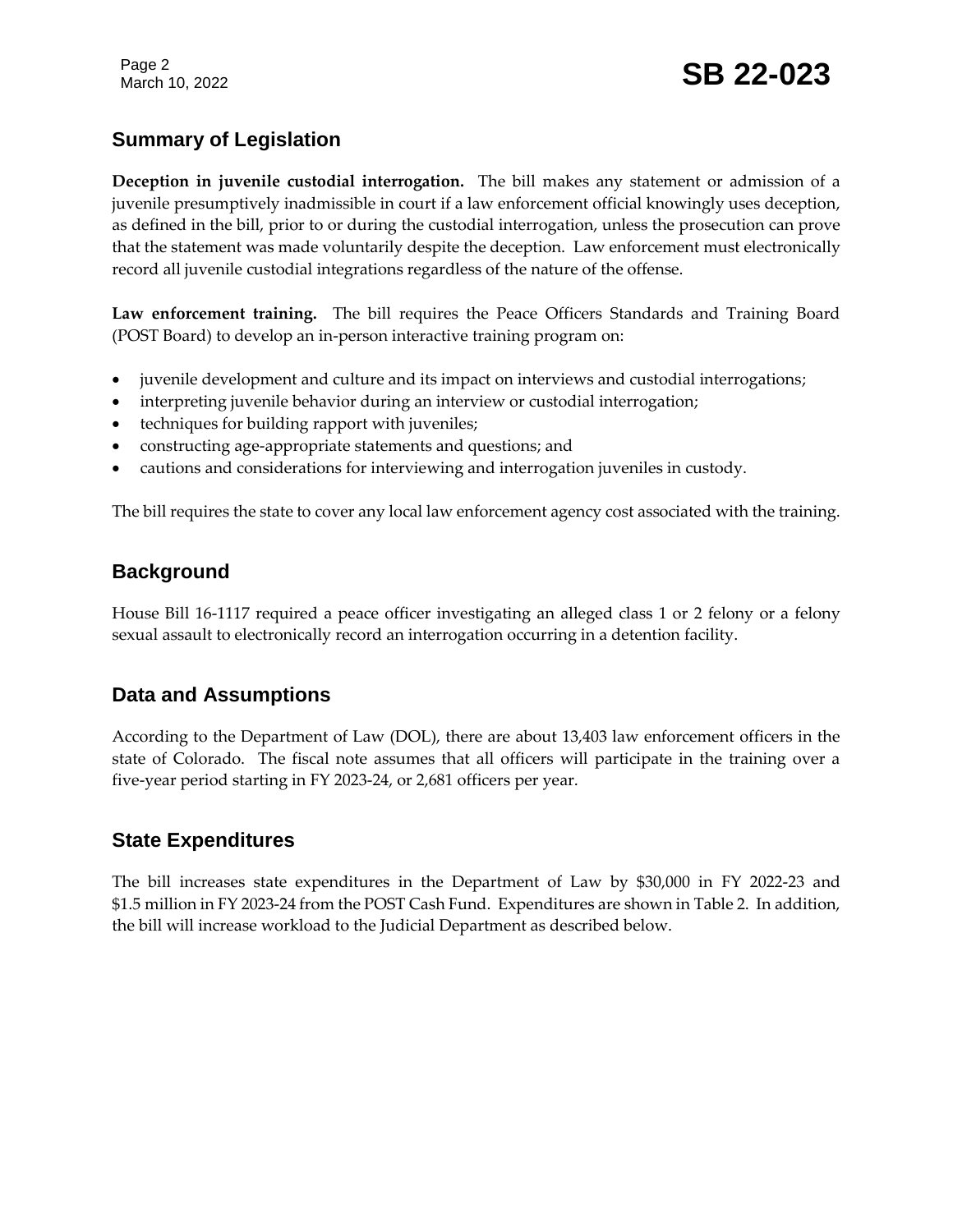## Summary of Legislation

**Deception in juvenile custodial interrogation.** The bill makes any statement or admission of a juvenile presumptively inadmissible in court if a law enforcement official knowingly uses deception, as defined in the bill, prior to or during the custodial interrogation, unless the prosecution can prove that the statement was made voluntarily despite the deception. Law enforcement must electronically record all juvenile custodial integrations regardless of the nature of the offense.

**Law enforcement training.** The bill requires the Peace Officers Standards and Training Board (POST Board) to develop an in-person interactive training program on:

- juvenile development and culture and its impact on interviews and custodial interrogations;
- interpreting juvenile behavior during an interview or custodial interrogation;
- techniques for building rapport with juveniles;
- constructing age-appropriate statements and questions; and
- cautions and considerations for interviewing and interrogation juveniles in custody.

The bill requires the state to cover any local law enforcement agency cost associated with the training.

## Background

House Bill 16-1117 required a peace officer investigating an alleged class 1 or 2 felony or a felony sexual assault to electronically record an interrogation occurring in a detention facility.

## Data and Assumptions

According to the Department of Law (DOL), there are about 13,403 law enforcement officers in the state of Colorado. The fiscal note assumes that all officers will participate in the training over a five-year period starting in FY 2023-24, or 2,681 officers per year.

## State Expenditures

The bill increases state expenditures in the Department of Law by $30,000 in FY 2022-23 and $1.5 million in FY 2023-24 from the POST Cash Fund. Expenditures are shown in Table 2. In addition, the bill will increase workload to the Judicial Department as described below.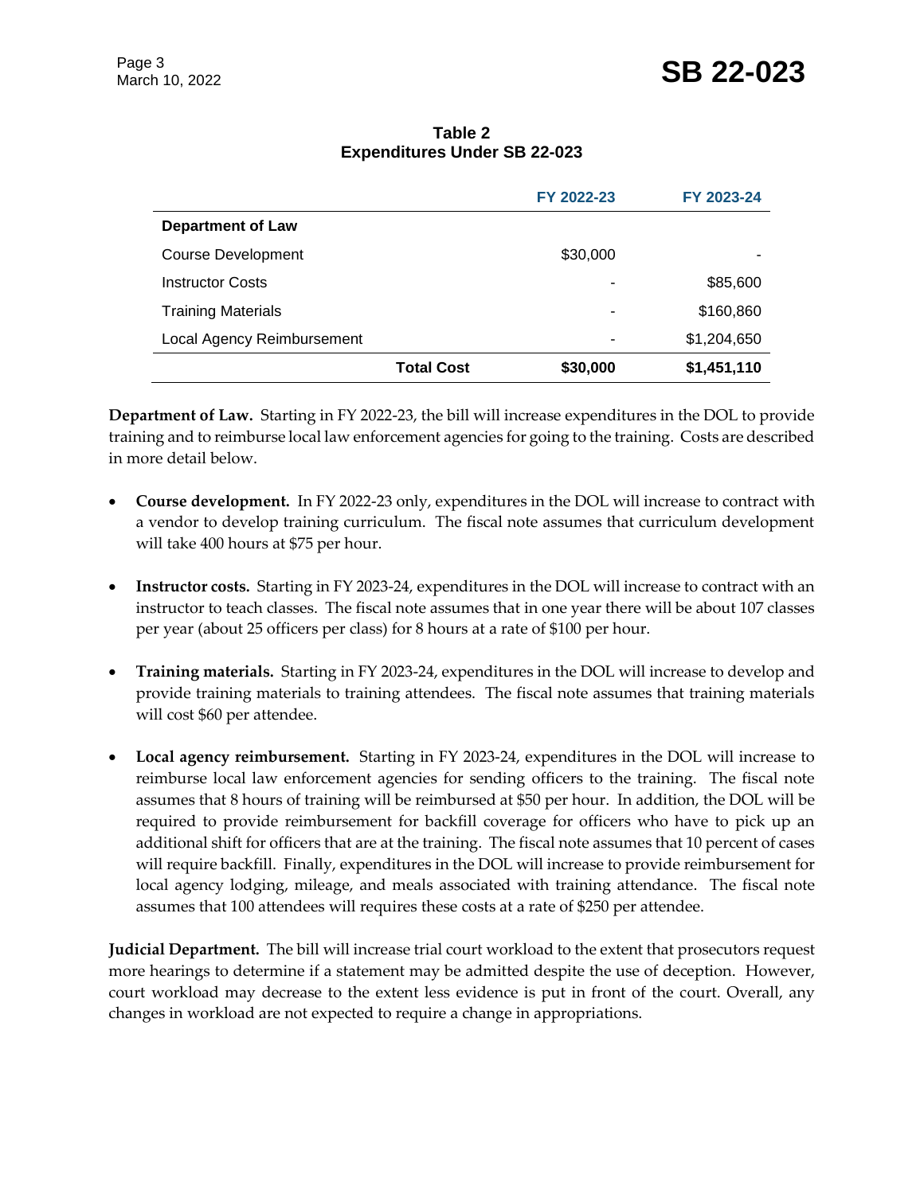**Table 2**
**Expenditures Under SB 22-023**

| | FY 2022-23 | FY 2023-24 |
|---|---|---|
| **Department of Law** | | |
| Course Development | $30,000 | - |
| Instructor Costs | - | $85,600 |
| Training Materials | - | $160,860 |
| Local Agency Reimbursement | - | $1,204,650 |
| **Total Cost** | **$30,000** | **$1,451,110** |

**Department of Law.** Starting in FY 2022-23, the bill will increase expenditures in the DOL to provide training and to reimburse local law enforcement agencies for going to the training. Costs are described in more detail below.

- **Course development.** In FY 2022-23 only, expenditures in the DOL will increase to contract with a vendor to develop training curriculum. The fiscal note assumes that curriculum development will take 400 hours at $75 per hour.
- **Instructor costs.** Starting in FY 2023-24, expenditures in the DOL will increase to contract with an instructor to teach classes. The fiscal note assumes that in one year there will be about 107 classes per year (about 25 officers per class) for 8 hours at a rate of $100 per hour.
- **Training materials.** Starting in FY 2023-24, expenditures in the DOL will increase to develop and provide training materials to training attendees. The fiscal note assumes that training materials will cost $60 per attendee.
- **Local agency reimbursement.** Starting in FY 2023-24, expenditures in the DOL will increase to reimburse local law enforcement agencies for sending officers to the training. The fiscal note assumes that 8 hours of training will be reimbursed at $50 per hour. In addition, the DOL will be required to provide reimbursement for backfill coverage for officers who have to pick up an additional shift for officers that are at the training. The fiscal note assumes that 10 percent of cases will require backfill. Finally, expenditures in the DOL will increase to provide reimbursement for local agency lodging, mileage, and meals associated with training attendance. The fiscal note assumes that 100 attendees will requires these costs at a rate of $250 per attendee.

**Judicial Department.** The bill will increase trial court workload to the extent that prosecutors request more hearings to determine if a statement may be admitted despite the use of deception. However, court workload may decrease to the extent less evidence is put in front of the court. Overall, any changes in workload are not expected to require a change in appropriations.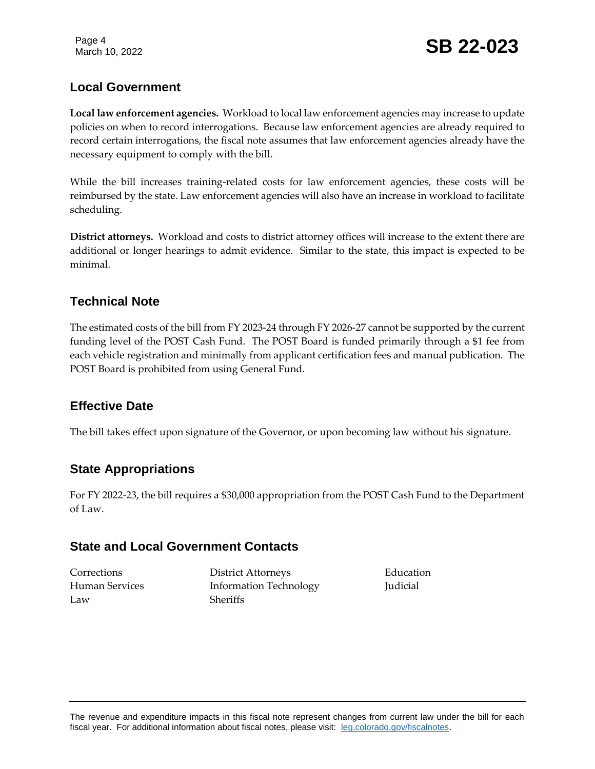## Local Government

**Local law enforcement agencies.** Workload to local law enforcement agencies may increase to update policies on when to record interrogations. Because law enforcement agencies are already required to record certain interrogations, the fiscal note assumes that law enforcement agencies already have the necessary equipment to comply with the bill.

While the bill increases training-related costs for law enforcement agencies, these costs will be reimbursed by the state. Law enforcement agencies will also have an increase in workload to facilitate scheduling.

**District attorneys.** Workload and costs to district attorney offices will increase to the extent there are additional or longer hearings to admit evidence. Similar to the state, this impact is expected to be minimal.

## Technical Note

The estimated costs of the bill from FY 2023-24 through FY 2026-27 cannot be supported by the current funding level of the POST Cash Fund. The POST Board is funded primarily through a $1 fee from each vehicle registration and minimally from applicant certification fees and manual publication. The POST Board is prohibited from using General Fund.

## Effective Date

The bill takes effect upon signature of the Governor, or upon becoming law without his signature.

## State Appropriations

For FY 2022-23, the bill requires a $30,000 appropriation from the POST Cash Fund to the Department of Law.

## State and Local Government Contacts

| | | |
|---|---|---|
| Corrections | District Attorneys | Education |
| Human Services | Information Technology | Judicial |
| Law | Sheriffs | |

The revenue and expenditure impacts in this fiscal note represent changes from current law under the bill for each fiscal year. For additional information about fiscal notes, please visit: leg.colorado.gov/fiscalnotes.